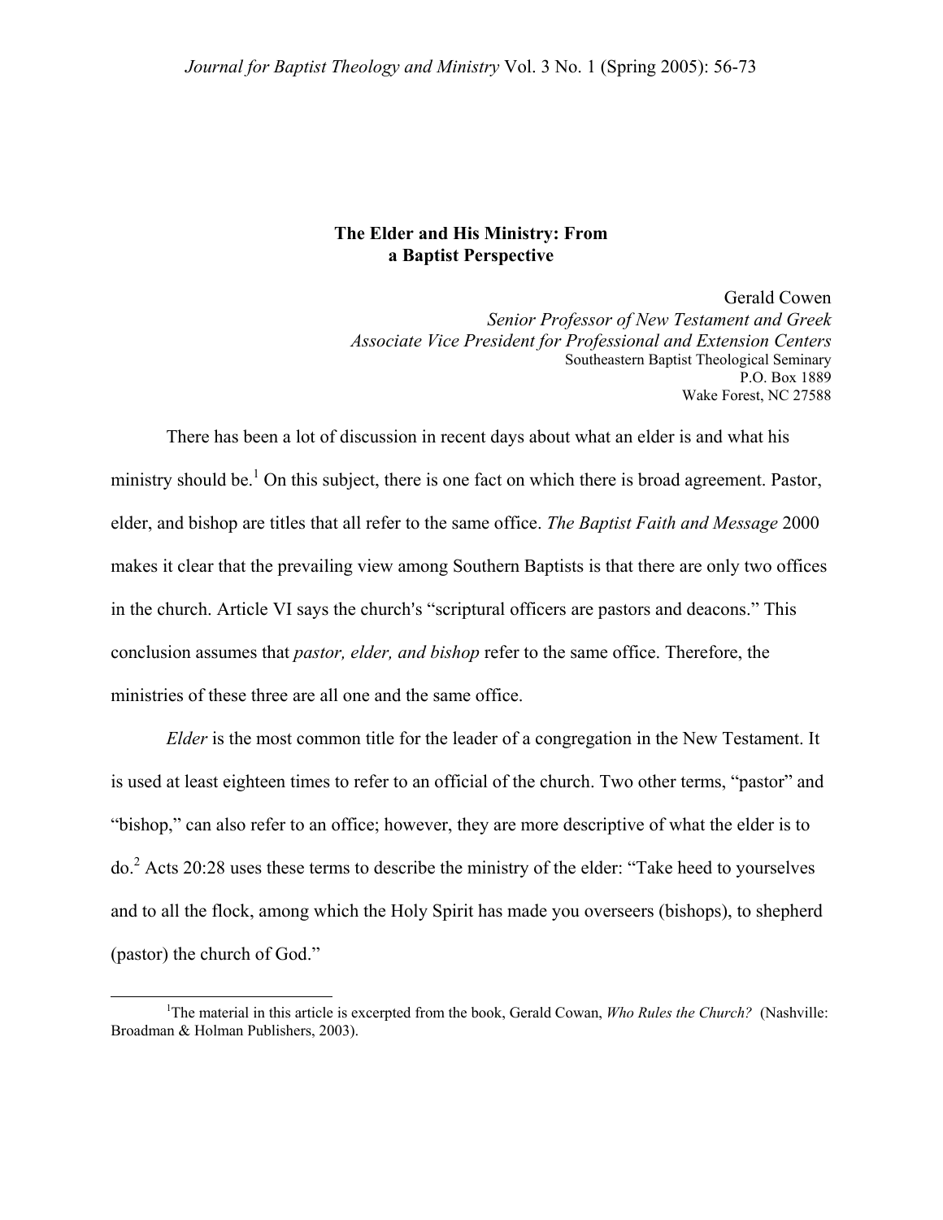# The Elder and His Ministry: From a Baptist Perspective

Gerald Cowen
*Senior Professor of New Testament and Greek*
*Associate Vice President for Professional and Extension Centers*
Southeastern Baptist Theological Seminary
P.O. Box 1889
Wake Forest, NC 27588

There has been a lot of discussion in recent days about what an elder is and what his ministry should be.[1] On this subject, there is one fact on which there is broad agreement. Pastor, elder, and bishop are titles that all refer to the same office. *The Baptist Faith and Message* 2000 makes it clear that the prevailing view among Southern Baptists is that there are only two offices in the church. Article VI says the church's "scriptural officers are pastors and deacons." This conclusion assumes that *pastor, elder, and bishop* refer to the same office. Therefore, the ministries of these three are all one and the same office.

*Elder* is the most common title for the leader of a congregation in the New Testament. It is used at least eighteen times to refer to an official of the church. Two other terms, "pastor" and "bishop," can also refer to an office; however, they are more descriptive of what the elder is to do.[2] Acts 20:28 uses these terms to describe the ministry of the elder: "Take heed to yourselves and to all the flock, among which the Holy Spirit has made you overseers (bishops), to shepherd (pastor) the church of God."

---

[1] The material in this article is excerpted from the book, Gerald Cowan, *Who Rules the Church?* (Nashville: Broadman & Holman Publishers, 2003).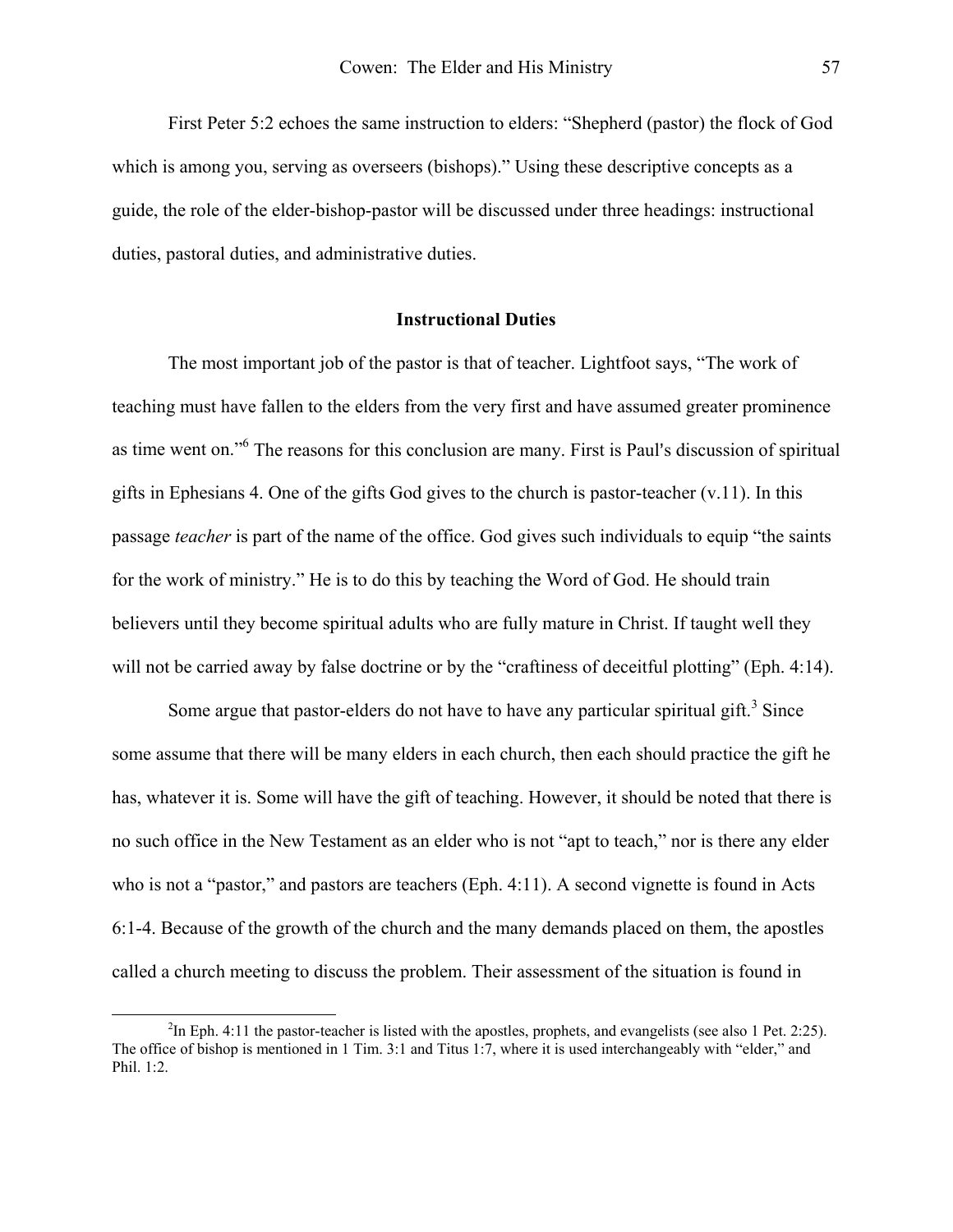First Peter 5:2 echoes the same instruction to elders: "Shepherd (pastor) the flock of God which is among you, serving as overseers (bishops)." Using these descriptive concepts as a guide, the role of the elder-bishop-pastor will be discussed under three headings: instructional duties, pastoral duties, and administrative duties.

## Instructional Duties

The most important job of the pastor is that of teacher. Lightfoot says, "The work of teaching must have fallen to the elders from the very first and have assumed greater prominence as time went on."[6] The reasons for this conclusion are many. First is Paul's discussion of spiritual gifts in Ephesians 4. One of the gifts God gives to the church is pastor-teacher (v.11). In this passage *teacher* is part of the name of the office. God gives such individuals to equip "the saints for the work of ministry." He is to do this by teaching the Word of God. He should train believers until they become spiritual adults who are fully mature in Christ. If taught well they will not be carried away by false doctrine or by the "craftiness of deceitful plotting" (Eph. 4:14).

Some argue that pastor-elders do not have to have any particular spiritual gift.[3] Since some assume that there will be many elders in each church, then each should practice the gift he has, whatever it is. Some will have the gift of teaching. However, it should be noted that there is no such office in the New Testament as an elder who is not "apt to teach," nor is there any elder who is not a "pastor," and pastors are teachers (Eph. 4:11). A second vignette is found in Acts 6:1-4. Because of the growth of the church and the many demands placed on them, the apostles called a church meeting to discuss the problem. Their assessment of the situation is found in

---

[2]In Eph. 4:11 the pastor-teacher is listed with the apostles, prophets, and evangelists (see also 1 Pet. 2:25). The office of bishop is mentioned in 1 Tim. 3:1 and Titus 1:7, where it is used interchangeably with "elder," and Phil. 1:2.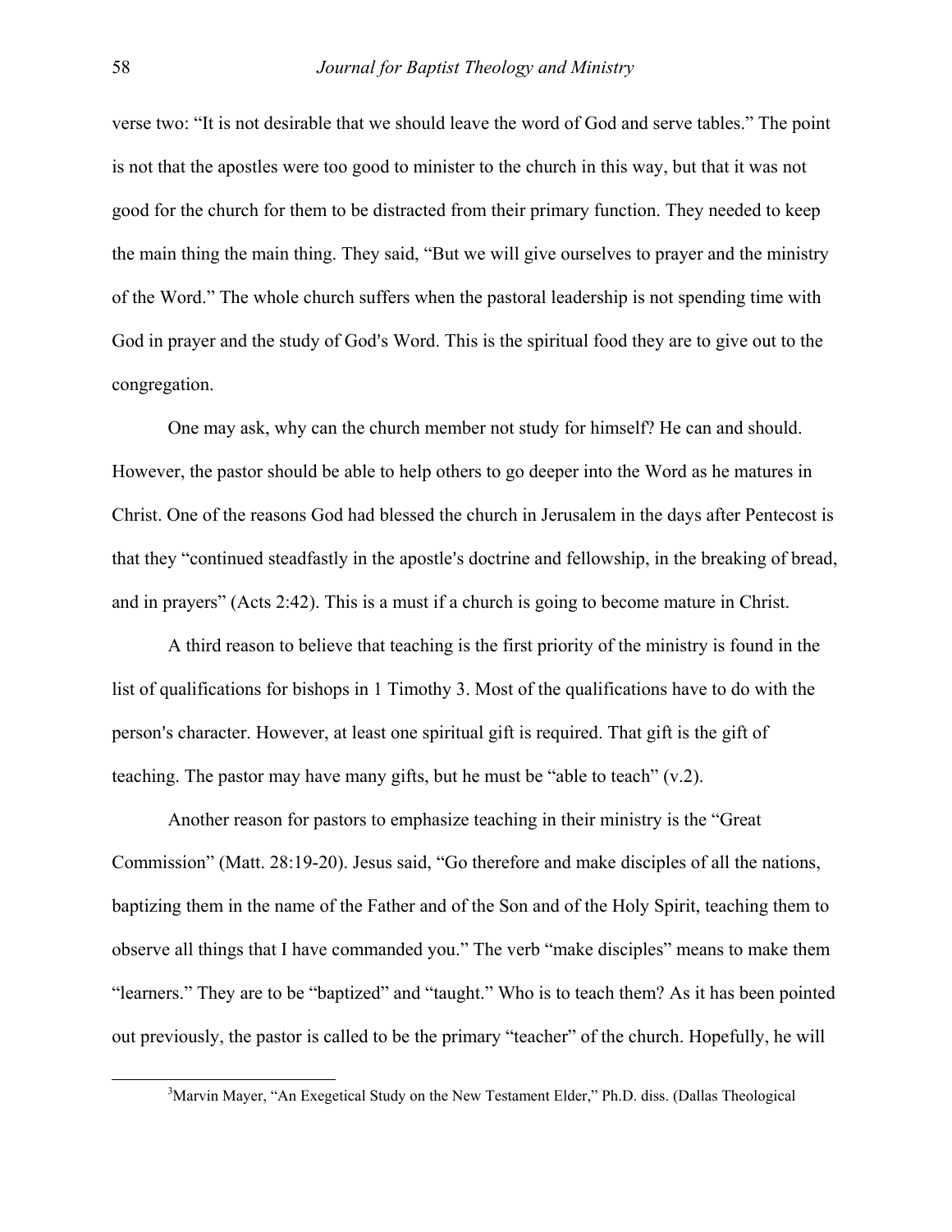verse two: “It is not desirable that we should leave the word of God and serve tables.” The point is not that the apostles were too good to minister to the church in this way, but that it was not good for the church for them to be distracted from their primary function. They needed to keep the main thing the main thing. They said, “But we will give ourselves to prayer and the ministry of the Word.” The whole church suffers when the pastoral leadership is not spending time with God in prayer and the study of God's Word. This is the spiritual food they are to give out to the congregation.

One may ask, why can the church member not study for himself? He can and should. However, the pastor should be able to help others to go deeper into the Word as he matures in Christ. One of the reasons God had blessed the church in Jerusalem in the days after Pentecost is that they “continued steadfastly in the apostle's doctrine and fellowship, in the breaking of bread, and in prayers” (Acts 2:42). This is a must if a church is going to become mature in Christ.

A third reason to believe that teaching is the first priority of the ministry is found in the list of qualifications for bishops in 1 Timothy 3. Most of the qualifications have to do with the person's character. However, at least one spiritual gift is required. That gift is the gift of teaching. The pastor may have many gifts, but he must be “able to teach” (v.2).

Another reason for pastors to emphasize teaching in their ministry is the “Great Commission” (Matt. 28:19-20). Jesus said, “Go therefore and make disciples of all the nations, baptizing them in the name of the Father and of the Son and of the Holy Spirit, teaching them to observe all things that I have commanded you.” The verb “make disciples” means to make them “learners.” They are to be “baptized” and “taught.” Who is to teach them? As it has been pointed out previously, the pastor is called to be the primary “teacher” of the church. Hopefully, he will

---

[3]Marvin Mayer, “An Exegetical Study on the New Testament Elder,” Ph.D. diss. (Dallas Theological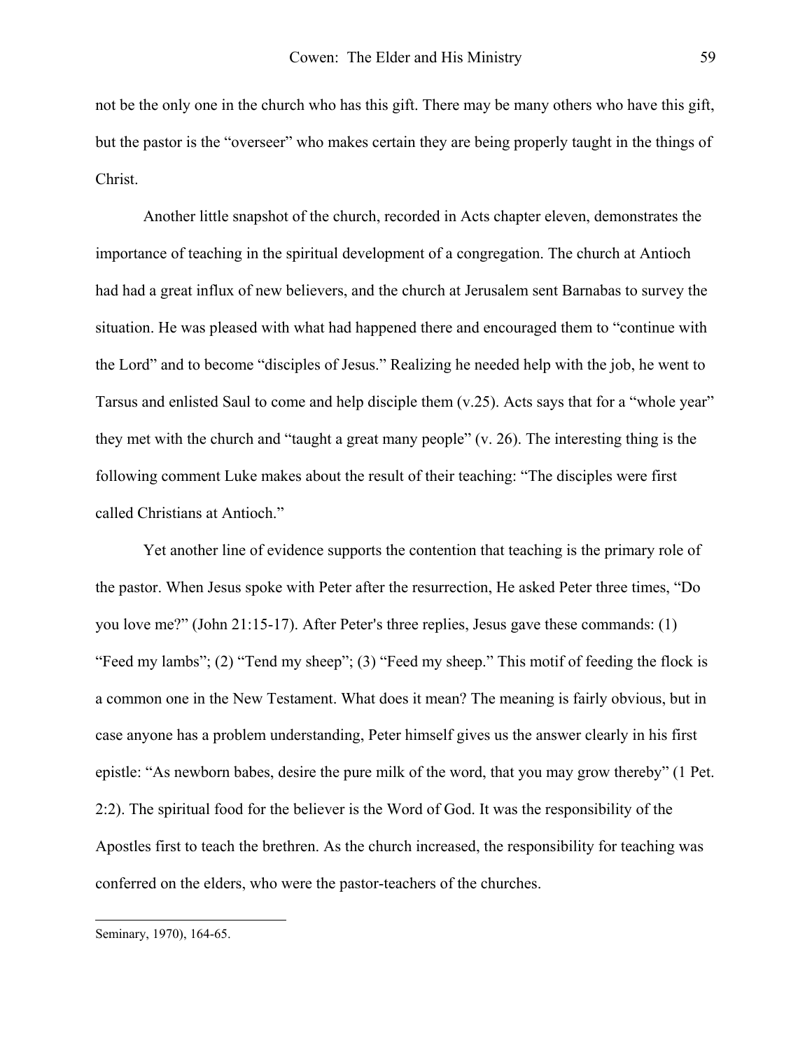not be the only one in the church who has this gift. There may be many others who have this gift, but the pastor is the "overseer" who makes certain they are being properly taught in the things of Christ.

Another little snapshot of the church, recorded in Acts chapter eleven, demonstrates the importance of teaching in the spiritual development of a congregation. The church at Antioch had had a great influx of new believers, and the church at Jerusalem sent Barnabas to survey the situation. He was pleased with what had happened there and encouraged them to "continue with the Lord" and to become "disciples of Jesus." Realizing he needed help with the job, he went to Tarsus and enlisted Saul to come and help disciple them (v.25). Acts says that for a "whole year" they met with the church and "taught a great many people" (v. 26). The interesting thing is the following comment Luke makes about the result of their teaching: "The disciples were first called Christians at Antioch."

Yet another line of evidence supports the contention that teaching is the primary role of the pastor. When Jesus spoke with Peter after the resurrection, He asked Peter three times, "Do you love me?" (John 21:15-17). After Peter's three replies, Jesus gave these commands: (1) "Feed my lambs"; (2) "Tend my sheep"; (3) "Feed my sheep." This motif of feeding the flock is a common one in the New Testament. What does it mean? The meaning is fairly obvious, but in case anyone has a problem understanding, Peter himself gives us the answer clearly in his first epistle: "As newborn babes, desire the pure milk of the word, that you may grow thereby" (1 Pet. 2:2). The spiritual food for the believer is the Word of God. It was the responsibility of the Apostles first to teach the brethren. As the church increased, the responsibility for teaching was conferred on the elders, who were the pastor-teachers of the churches.

---

Seminary, 1970), 164-65.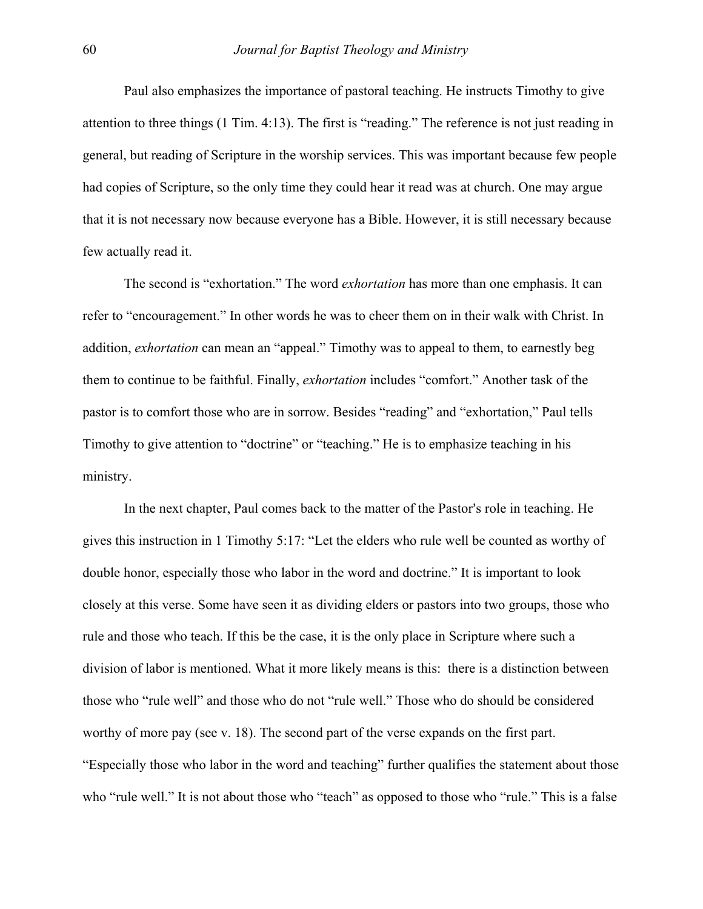Paul also emphasizes the importance of pastoral teaching. He instructs Timothy to give attention to three things (1 Tim. 4:13). The first is "reading." The reference is not just reading in general, but reading of Scripture in the worship services. This was important because few people had copies of Scripture, so the only time they could hear it read was at church. One may argue that it is not necessary now because everyone has a Bible. However, it is still necessary because few actually read it.

The second is "exhortation." The word *exhortation* has more than one emphasis. It can refer to "encouragement." In other words he was to cheer them on in their walk with Christ. In addition, *exhortation* can mean an "appeal." Timothy was to appeal to them, to earnestly beg them to continue to be faithful. Finally, *exhortation* includes "comfort." Another task of the pastor is to comfort those who are in sorrow. Besides "reading" and "exhortation," Paul tells Timothy to give attention to "doctrine" or "teaching." He is to emphasize teaching in his ministry.

In the next chapter, Paul comes back to the matter of the Pastor's role in teaching. He gives this instruction in 1 Timothy 5:17: "Let the elders who rule well be counted as worthy of double honor, especially those who labor in the word and doctrine." It is important to look closely at this verse. Some have seen it as dividing elders or pastors into two groups, those who rule and those who teach. If this be the case, it is the only place in Scripture where such a division of labor is mentioned. What it more likely means is this: there is a distinction between those who "rule well" and those who do not "rule well." Those who do should be considered worthy of more pay (see v. 18). The second part of the verse expands on the first part. "Especially those who labor in the word and teaching" further qualifies the statement about those who "rule well." It is not about those who "teach" as opposed to those who "rule." This is a false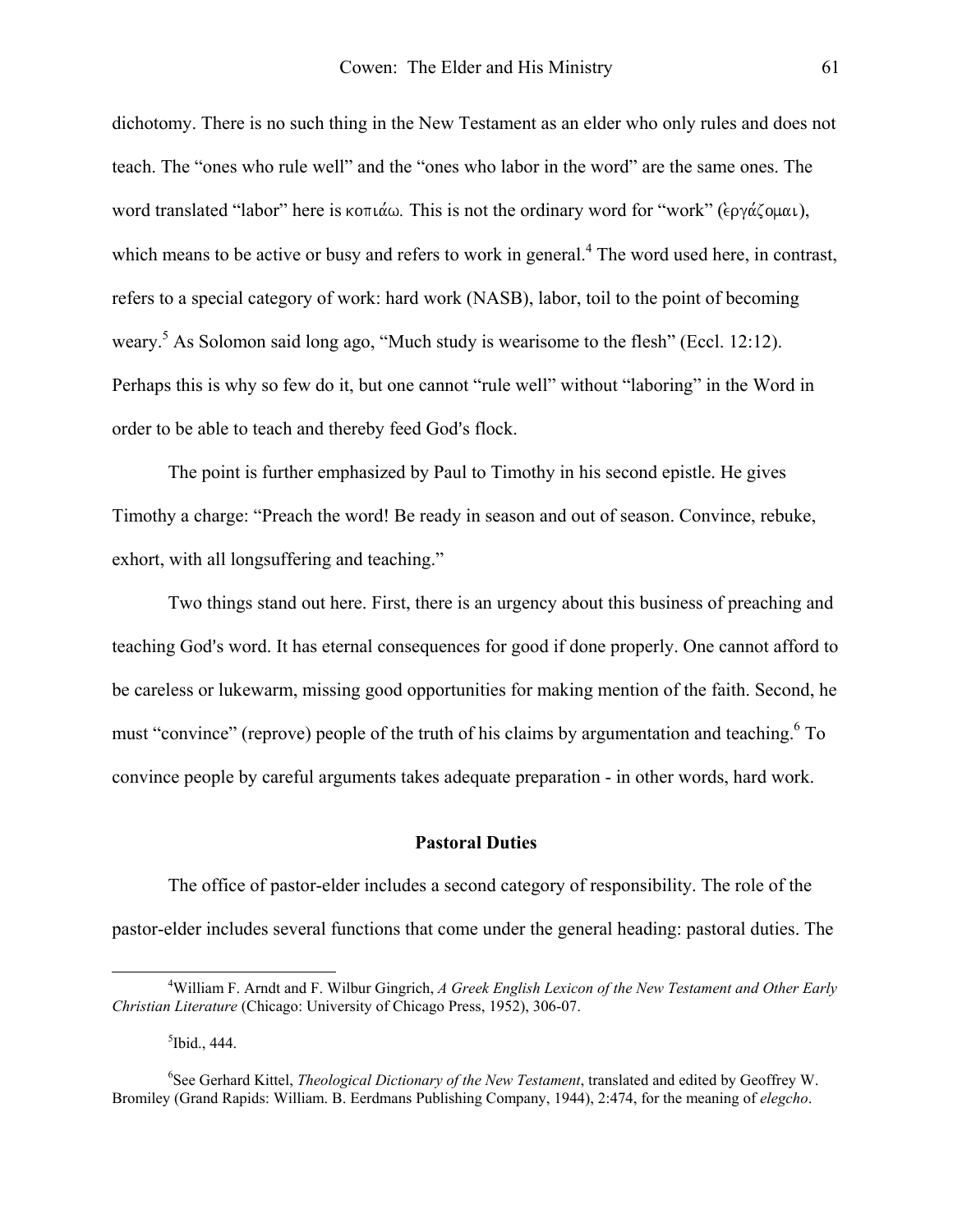dichotomy. There is no such thing in the New Testament as an elder who only rules and does not teach. The "ones who rule well" and the "ones who labor in the word" are the same ones. The word translated "labor" here is κοπιάω. This is not the ordinary word for "work" (ἐργάζομαι), which means to be active or busy and refers to work in general.[4] The word used here, in contrast, refers to a special category of work: hard work (NASB), labor, toil to the point of becoming weary.[5] As Solomon said long ago, "Much study is wearisome to the flesh" (Eccl. 12:12). Perhaps this is why so few do it, but one cannot "rule well" without "laboring" in the Word in order to be able to teach and thereby feed God's flock.

The point is further emphasized by Paul to Timothy in his second epistle. He gives Timothy a charge: "Preach the word! Be ready in season and out of season. Convince, rebuke, exhort, with all longsuffering and teaching."

Two things stand out here. First, there is an urgency about this business of preaching and teaching God's word. It has eternal consequences for good if done properly. One cannot afford to be careless or lukewarm, missing good opportunities for making mention of the faith. Second, he must "convince" (reprove) people of the truth of his claims by argumentation and teaching.[6] To convince people by careful arguments takes adequate preparation - in other words, hard work.

## Pastoral Duties

The office of pastor-elder includes a second category of responsibility. The role of the pastor-elder includes several functions that come under the general heading: pastoral duties. The

---

[4]William F. Arndt and F. Wilbur Gingrich, *A Greek English Lexicon of the New Testament and Other Early Christian Literature* (Chicago: University of Chicago Press, 1952), 306-07.

[5]Ibid., 444.

[6]See Gerhard Kittel, *Theological Dictionary of the New Testament*, translated and edited by Geoffrey W. Bromiley (Grand Rapids: William. B. Eerdmans Publishing Company, 1944), 2:474, for the meaning of *elegcho*.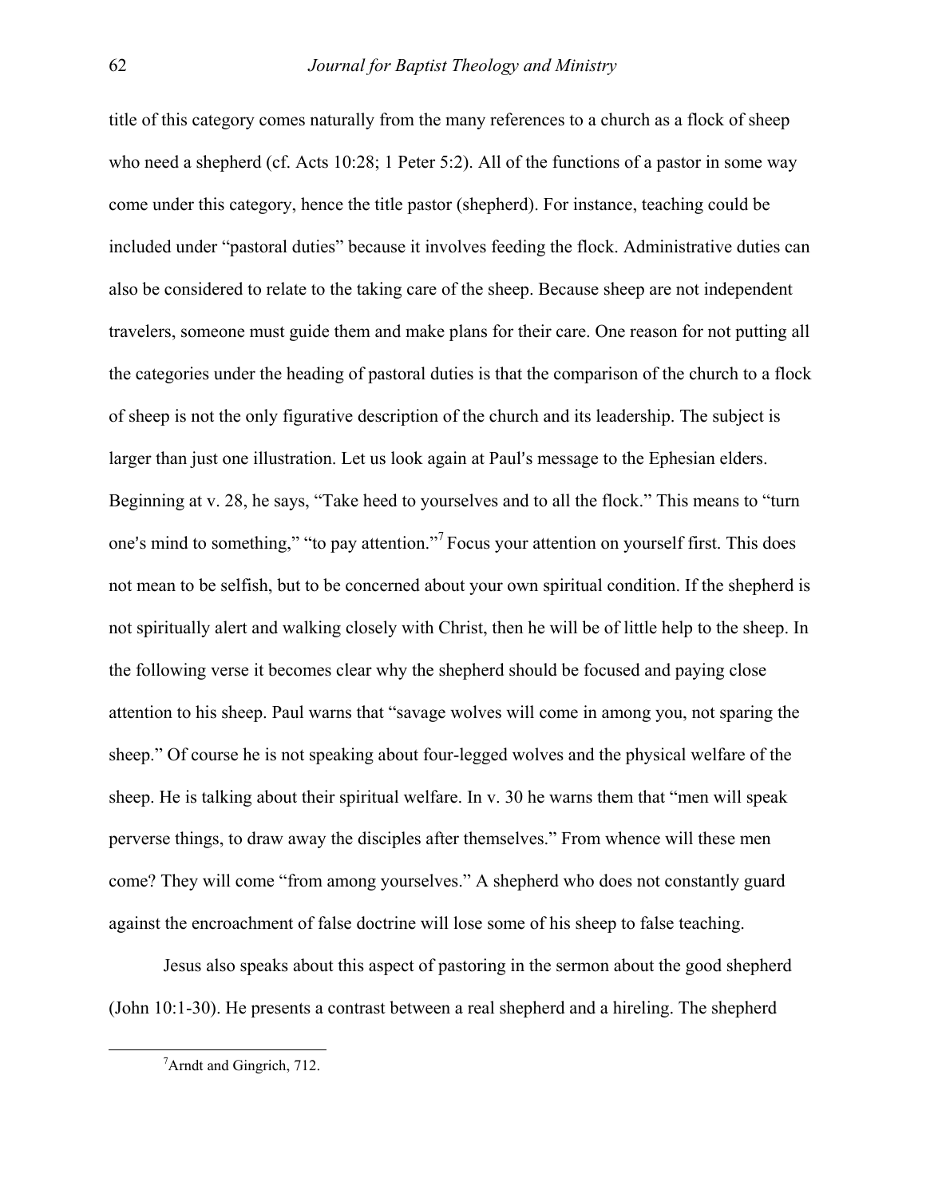title of this category comes naturally from the many references to a church as a flock of sheep who need a shepherd (cf. Acts 10:28; 1 Peter 5:2). All of the functions of a pastor in some way come under this category, hence the title pastor (shepherd). For instance, teaching could be included under "pastoral duties" because it involves feeding the flock. Administrative duties can also be considered to relate to the taking care of the sheep. Because sheep are not independent travelers, someone must guide them and make plans for their care. One reason for not putting all the categories under the heading of pastoral duties is that the comparison of the church to a flock of sheep is not the only figurative description of the church and its leadership. The subject is larger than just one illustration. Let us look again at Paul's message to the Ephesian elders. Beginning at v. 28, he says, "Take heed to yourselves and to all the flock." This means to "turn one's mind to something," "to pay attention."[7] Focus your attention on yourself first. This does not mean to be selfish, but to be concerned about your own spiritual condition. If the shepherd is not spiritually alert and walking closely with Christ, then he will be of little help to the sheep. In the following verse it becomes clear why the shepherd should be focused and paying close attention to his sheep. Paul warns that "savage wolves will come in among you, not sparing the sheep." Of course he is not speaking about four-legged wolves and the physical welfare of the sheep. He is talking about their spiritual welfare. In v. 30 he warns them that "men will speak perverse things, to draw away the disciples after themselves." From whence will these men come? They will come "from among yourselves." A shepherd who does not constantly guard against the encroachment of false doctrine will lose some of his sheep to false teaching.

Jesus also speaks about this aspect of pastoring in the sermon about the good shepherd (John 10:1-30). He presents a contrast between a real shepherd and a hireling. The shepherd

---

[7] Arndt and Gingrich, 712.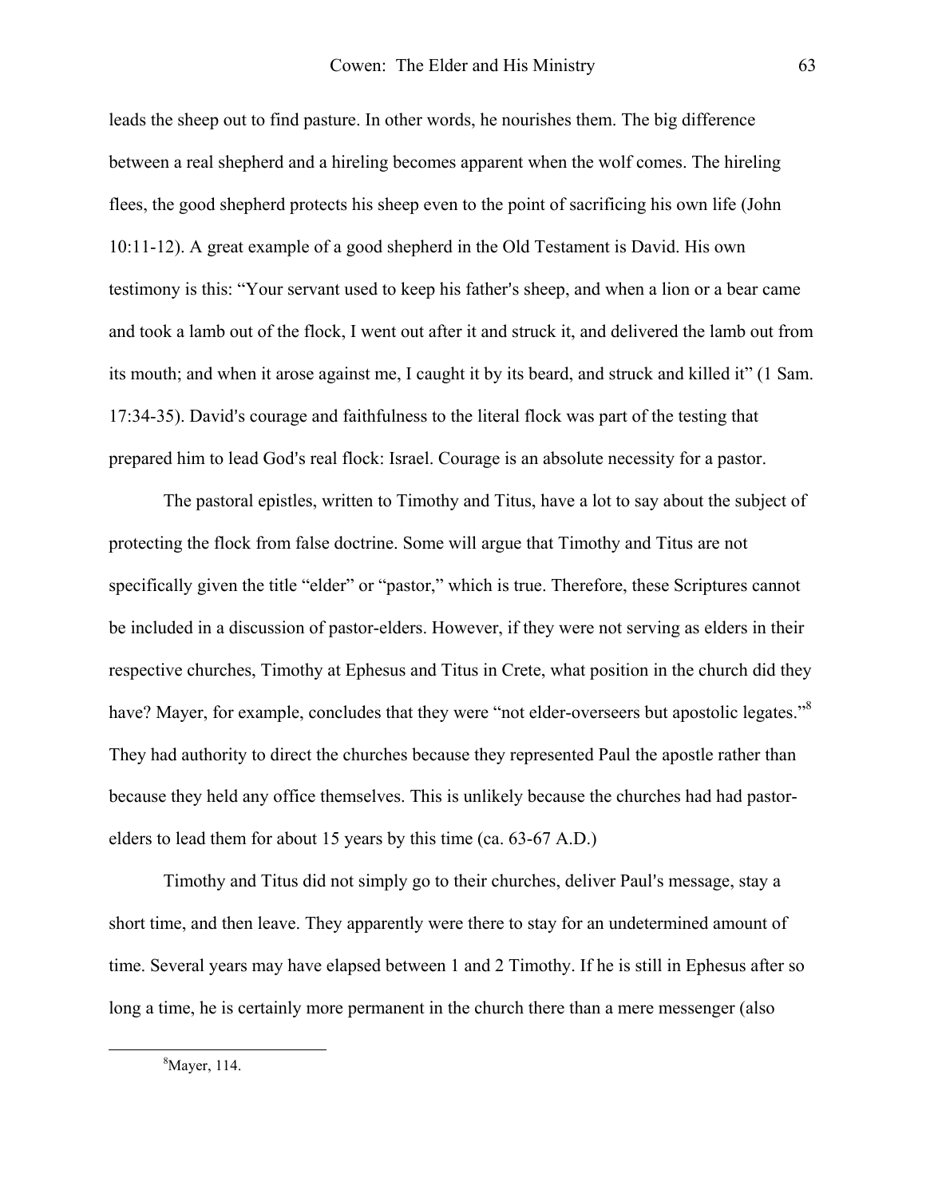leads the sheep out to find pasture. In other words, he nourishes them. The big difference between a real shepherd and a hireling becomes apparent when the wolf comes. The hireling flees, the good shepherd protects his sheep even to the point of sacrificing his own life (John 10:11-12). A great example of a good shepherd in the Old Testament is David. His own testimony is this: "Your servant used to keep his father's sheep, and when a lion or a bear came and took a lamb out of the flock, I went out after it and struck it, and delivered the lamb out from its mouth; and when it arose against me, I caught it by its beard, and struck and killed it" (1 Sam. 17:34-35). David's courage and faithfulness to the literal flock was part of the testing that prepared him to lead God's real flock: Israel. Courage is an absolute necessity for a pastor.

The pastoral epistles, written to Timothy and Titus, have a lot to say about the subject of protecting the flock from false doctrine. Some will argue that Timothy and Titus are not specifically given the title "elder" or "pastor," which is true. Therefore, these Scriptures cannot be included in a discussion of pastor-elders. However, if they were not serving as elders in their respective churches, Timothy at Ephesus and Titus in Crete, what position in the church did they have? Mayer, for example, concludes that they were "not elder-overseers but apostolic legates."[8] They had authority to direct the churches because they represented Paul the apostle rather than because they held any office themselves. This is unlikely because the churches had had pastor-elders to lead them for about 15 years by this time (ca. 63-67 A.D.)

Timothy and Titus did not simply go to their churches, deliver Paul's message, stay a short time, and then leave. They apparently were there to stay for an undetermined amount of time. Several years may have elapsed between 1 and 2 Timothy. If he is still in Ephesus after so long a time, he is certainly more permanent in the church there than a mere messenger (also

[8]Mayer, 114.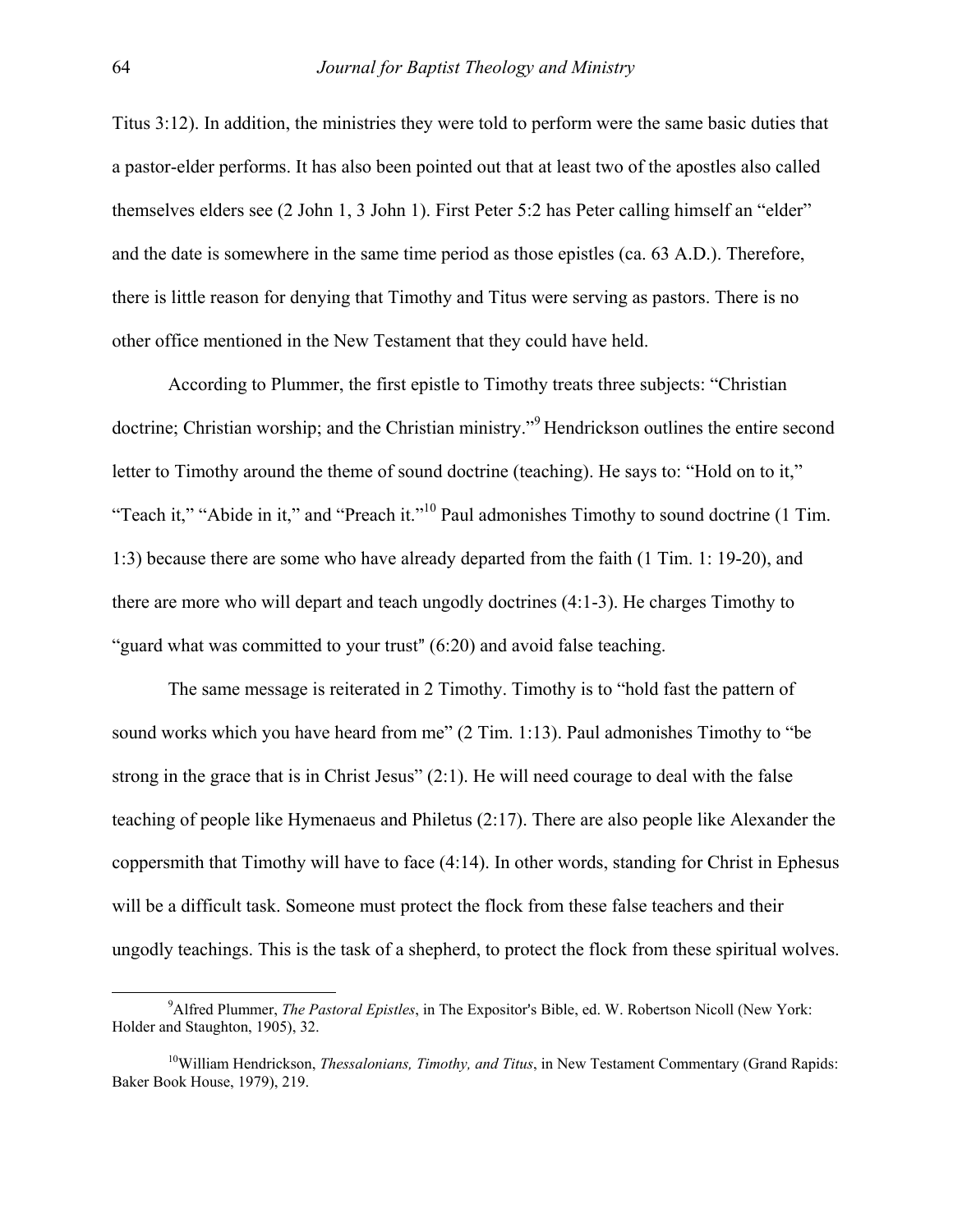Titus 3:12). In addition, the ministries they were told to perform were the same basic duties that a pastor-elder performs. It has also been pointed out that at least two of the apostles also called themselves elders see (2 John 1, 3 John 1). First Peter 5:2 has Peter calling himself an "elder" and the date is somewhere in the same time period as those epistles (ca. 63 A.D.). Therefore, there is little reason for denying that Timothy and Titus were serving as pastors. There is no other office mentioned in the New Testament that they could have held.

According to Plummer, the first epistle to Timothy treats three subjects: "Christian doctrine; Christian worship; and the Christian ministry."[9] Hendrickson outlines the entire second letter to Timothy around the theme of sound doctrine (teaching). He says to: "Hold on to it," "Teach it," "Abide in it," and "Preach it."[10] Paul admonishes Timothy to sound doctrine (1 Tim. 1:3) because there are some who have already departed from the faith (1 Tim. 1: 19-20), and there are more who will depart and teach ungodly doctrines (4:1-3). He charges Timothy to "guard what was committed to your trust" (6:20) and avoid false teaching.

The same message is reiterated in 2 Timothy. Timothy is to "hold fast the pattern of sound works which you have heard from me" (2 Tim. 1:13). Paul admonishes Timothy to "be strong in the grace that is in Christ Jesus" (2:1). He will need courage to deal with the false teaching of people like Hymenaeus and Philetus (2:17). There are also people like Alexander the coppersmith that Timothy will have to face (4:14). In other words, standing for Christ in Ephesus will be a difficult task. Someone must protect the flock from these false teachers and their ungodly teachings. This is the task of a shepherd, to protect the flock from these spiritual wolves.

---

[9] Alfred Plummer, *The Pastoral Epistles*, in The Expositor's Bible, ed. W. Robertson Nicoll (New York: Holder and Staughton, 1905), 32.

[10] William Hendrickson, *Thessalonians, Timothy, and Titus*, in New Testament Commentary (Grand Rapids: Baker Book House, 1979), 219.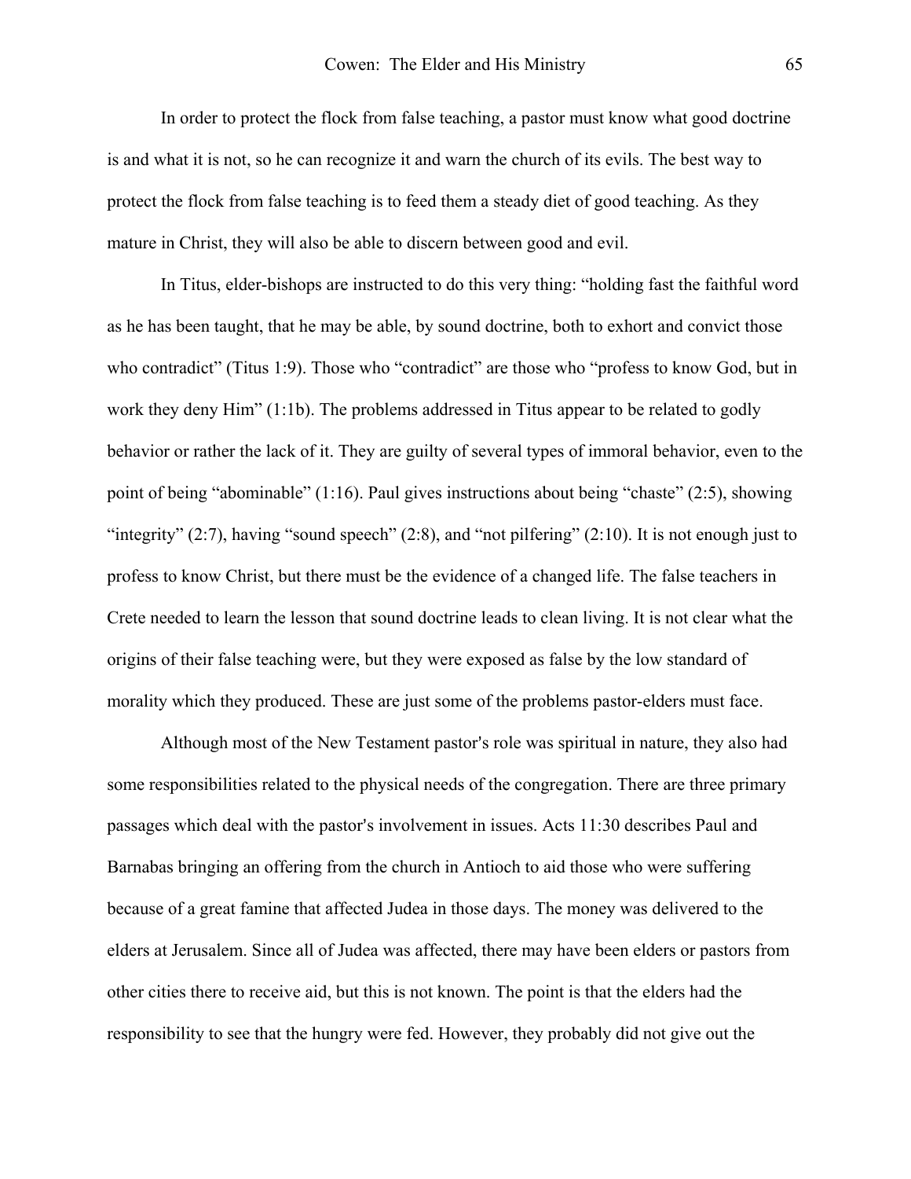In order to protect the flock from false teaching, a pastor must know what good doctrine is and what it is not, so he can recognize it and warn the church of its evils. The best way to protect the flock from false teaching is to feed them a steady diet of good teaching. As they mature in Christ, they will also be able to discern between good and evil.

In Titus, elder-bishops are instructed to do this very thing: "holding fast the faithful word as he has been taught, that he may be able, by sound doctrine, both to exhort and convict those who contradict" (Titus 1:9). Those who "contradict" are those who "profess to know God, but in work they deny Him" (1:1b). The problems addressed in Titus appear to be related to godly behavior or rather the lack of it. They are guilty of several types of immoral behavior, even to the point of being "abominable" (1:16). Paul gives instructions about being "chaste" (2:5), showing "integrity" (2:7), having "sound speech" (2:8), and "not pilfering" (2:10). It is not enough just to profess to know Christ, but there must be the evidence of a changed life. The false teachers in Crete needed to learn the lesson that sound doctrine leads to clean living. It is not clear what the origins of their false teaching were, but they were exposed as false by the low standard of morality which they produced. These are just some of the problems pastor-elders must face.

Although most of the New Testament pastor's role was spiritual in nature, they also had some responsibilities related to the physical needs of the congregation. There are three primary passages which deal with the pastor's involvement in issues. Acts 11:30 describes Paul and Barnabas bringing an offering from the church in Antioch to aid those who were suffering because of a great famine that affected Judea in those days. The money was delivered to the elders at Jerusalem. Since all of Judea was affected, there may have been elders or pastors from other cities there to receive aid, but this is not known. The point is that the elders had the responsibility to see that the hungry were fed. However, they probably did not give out the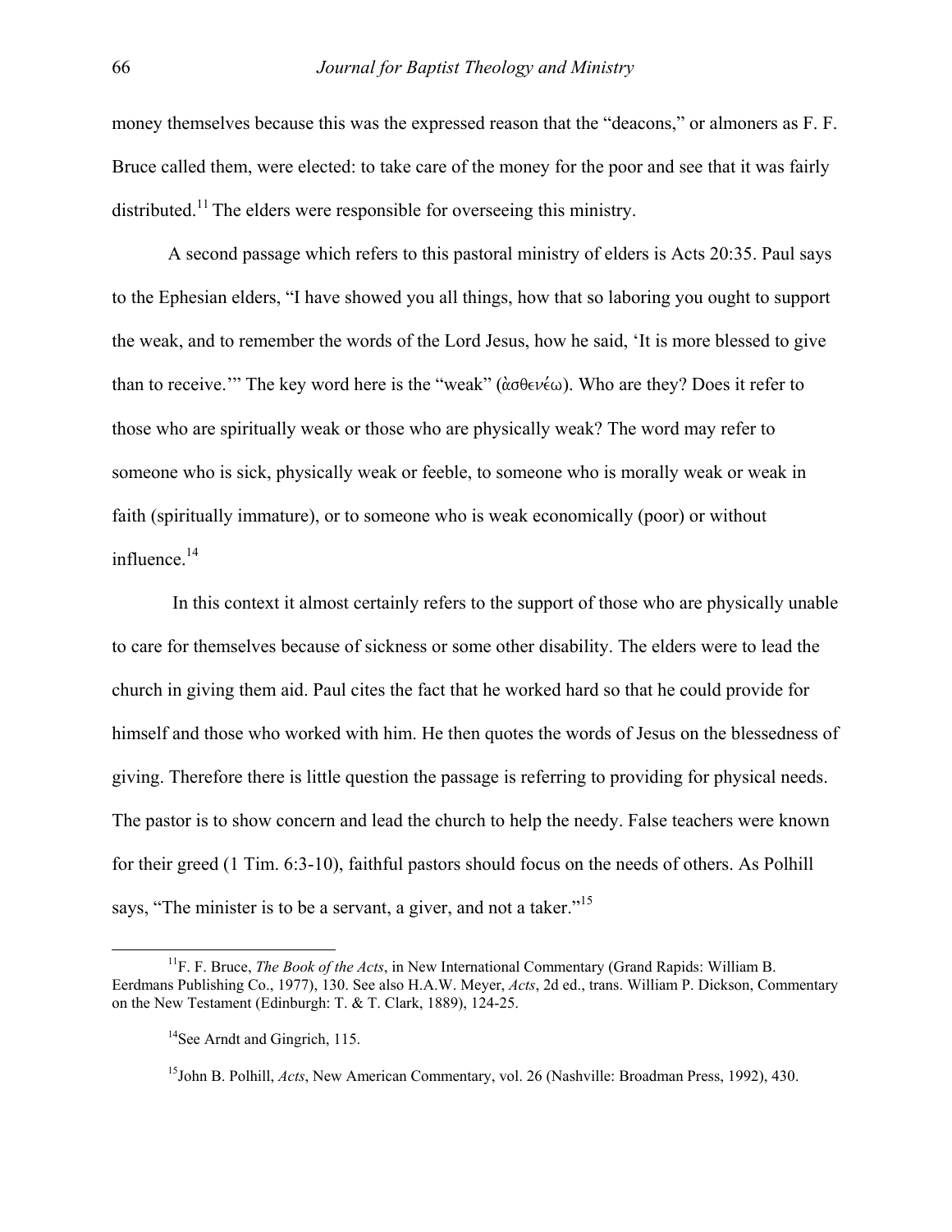money themselves because this was the expressed reason that the "deacons," or almoners as F. F. Bruce called them, were elected: to take care of the money for the poor and see that it was fairly distributed.[11] The elders were responsible for overseeing this ministry.

A second passage which refers to this pastoral ministry of elders is Acts 20:35. Paul says to the Ephesian elders, "I have showed you all things, how that so laboring you ought to support the weak, and to remember the words of the Lord Jesus, how he said, 'It is more blessed to give than to receive.'" The key word here is the "weak" (ἀσθενέω). Who are they? Does it refer to those who are spiritually weak or those who are physically weak? The word may refer to someone who is sick, physically weak or feeble, to someone who is morally weak or weak in faith (spiritually immature), or to someone who is weak economically (poor) or without influence.[14]

In this context it almost certainly refers to the support of those who are physically unable to care for themselves because of sickness or some other disability. The elders were to lead the church in giving them aid. Paul cites the fact that he worked hard so that he could provide for himself and those who worked with him. He then quotes the words of Jesus on the blessedness of giving. Therefore there is little question the passage is referring to providing for physical needs. The pastor is to show concern and lead the church to help the needy. False teachers were known for their greed (1 Tim. 6:3-10), faithful pastors should focus on the needs of others. As Polhill says, "The minister is to be a servant, a giver, and not a taker."[15]

---

[11]F. F. Bruce, *The Book of the Acts*, in New International Commentary (Grand Rapids: William B. Eerdmans Publishing Co., 1977), 130. See also H.A.W. Meyer, *Acts*, 2d ed., trans. William P. Dickson, Commentary on the New Testament (Edinburgh: T. & T. Clark, 1889), 124-25.

[14]See Arndt and Gingrich, 115.

[15]John B. Polhill, *Acts*, New American Commentary, vol. 26 (Nashville: Broadman Press, 1992), 430.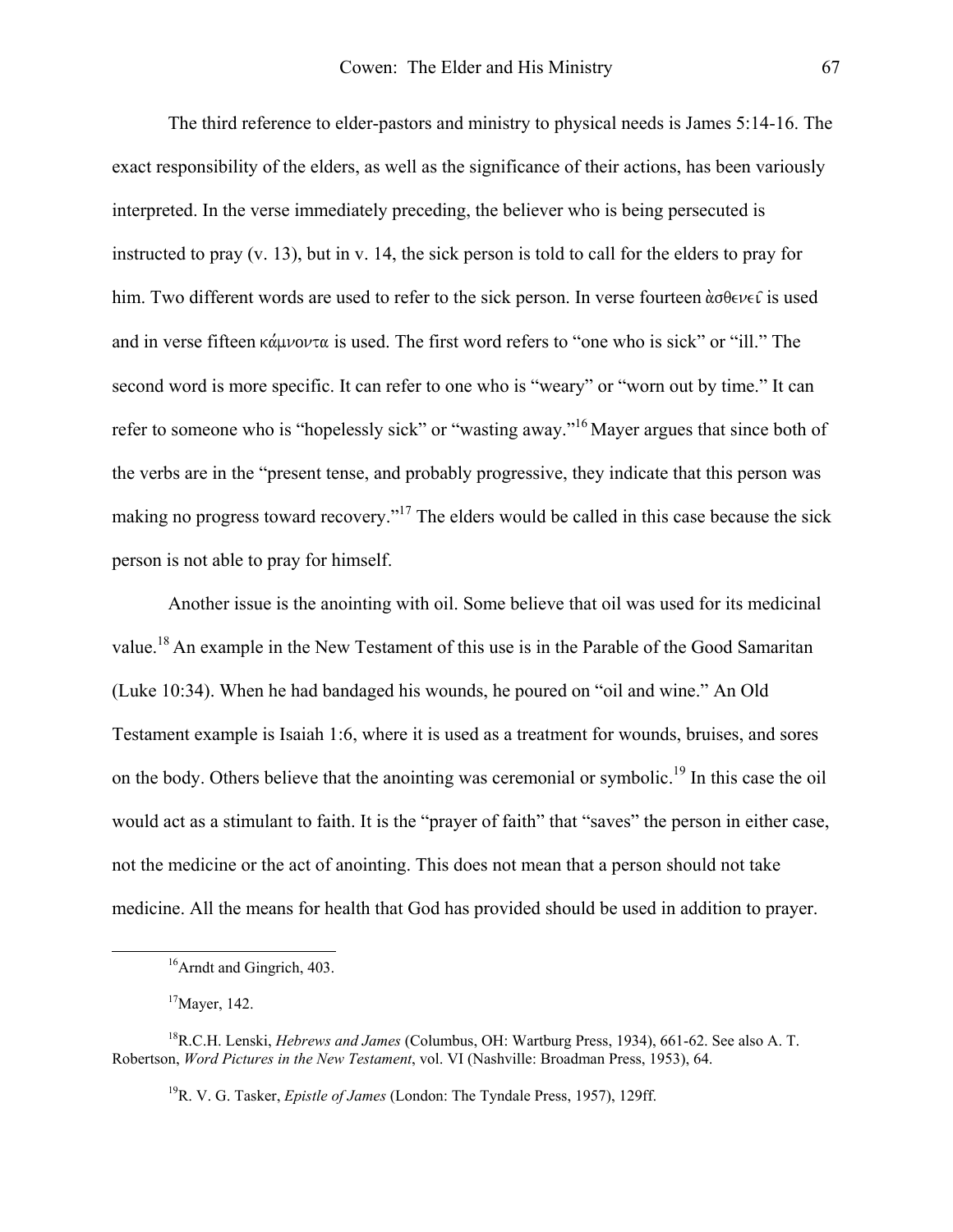The third reference to elder-pastors and ministry to physical needs is James 5:14-16. The exact responsibility of the elders, as well as the significance of their actions, has been variously interpreted. In the verse immediately preceding, the believer who is being persecuted is instructed to pray (v. 13), but in v. 14, the sick person is told to call for the elders to pray for him. Two different words are used to refer to the sick person. In verse fourteen ἀσθενεῖ is used and in verse fifteen κάμνοντα is used. The first word refers to "one who is sick" or "ill." The second word is more specific. It can refer to one who is "weary" or "worn out by time." It can refer to someone who is "hopelessly sick" or "wasting away."[16] Mayer argues that since both of the verbs are in the "present tense, and probably progressive, they indicate that this person was making no progress toward recovery."[17] The elders would be called in this case because the sick person is not able to pray for himself.

Another issue is the anointing with oil. Some believe that oil was used for its medicinal value.[18] An example in the New Testament of this use is in the Parable of the Good Samaritan (Luke 10:34). When he had bandaged his wounds, he poured on "oil and wine." An Old Testament example is Isaiah 1:6, where it is used as a treatment for wounds, bruises, and sores on the body. Others believe that the anointing was ceremonial or symbolic.[19] In this case the oil would act as a stimulant to faith. It is the "prayer of faith" that "saves" the person in either case, not the medicine or the act of anointing. This does not mean that a person should not take medicine. All the means for health that God has provided should be used in addition to prayer.

---

[16] Arndt and Gingrich, 403.

[17] Mayer, 142.

[18] R.C.H. Lenski, *Hebrews and James* (Columbus, OH: Wartburg Press, 1934), 661-62. See also A. T. Robertson, *Word Pictures in the New Testament*, vol. VI (Nashville: Broadman Press, 1953), 64.

[19] R. V. G. Tasker, *Epistle of James* (London: The Tyndale Press, 1957), 129ff.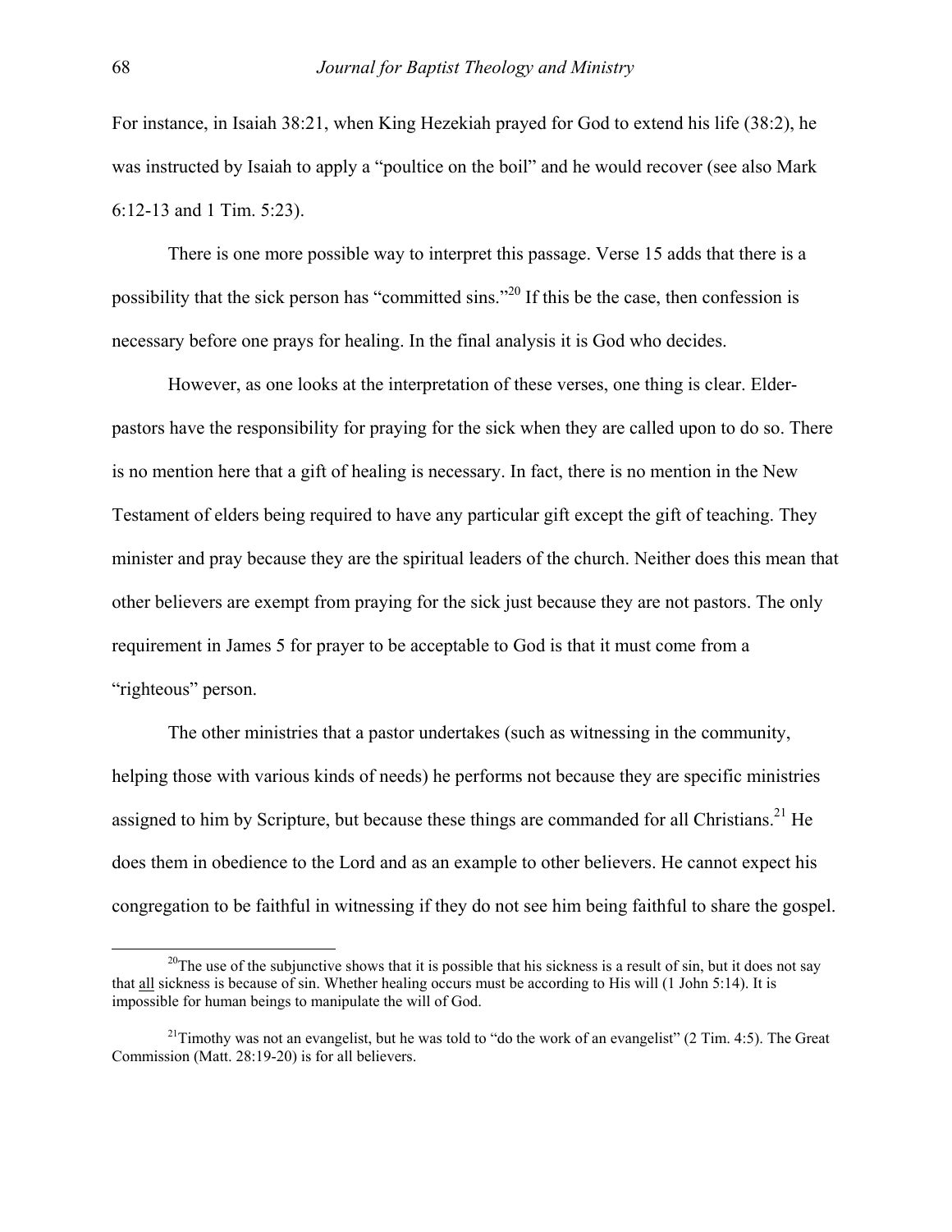For instance, in Isaiah 38:21, when King Hezekiah prayed for God to extend his life (38:2), he was instructed by Isaiah to apply a "poultice on the boil" and he would recover (see also Mark 6:12-13 and 1 Tim. 5:23).

There is one more possible way to interpret this passage. Verse 15 adds that there is a possibility that the sick person has "committed sins."[20] If this be the case, then confession is necessary before one prays for healing. In the final analysis it is God who decides.

However, as one looks at the interpretation of these verses, one thing is clear. Elder-pastors have the responsibility for praying for the sick when they are called upon to do so. There is no mention here that a gift of healing is necessary. In fact, there is no mention in the New Testament of elders being required to have any particular gift except the gift of teaching. They minister and pray because they are the spiritual leaders of the church. Neither does this mean that other believers are exempt from praying for the sick just because they are not pastors. The only requirement in James 5 for prayer to be acceptable to God is that it must come from a "righteous" person.

The other ministries that a pastor undertakes (such as witnessing in the community, helping those with various kinds of needs) he performs not because they are specific ministries assigned to him by Scripture, but because these things are commanded for all Christians.[21] He does them in obedience to the Lord and as an example to other believers. He cannot expect his congregation to be faithful in witnessing if they do not see him being faithful to share the gospel.

---

[20] The use of the subjunctive shows that it is possible that his sickness is a result of sin, but it does not say that <u>all</u> sickness is because of sin. Whether healing occurs must be according to His will (1 John 5:14). It is impossible for human beings to manipulate the will of God.

[21] Timothy was not an evangelist, but he was told to "do the work of an evangelist" (2 Tim. 4:5). The Great Commission (Matt. 28:19-20) is for all believers.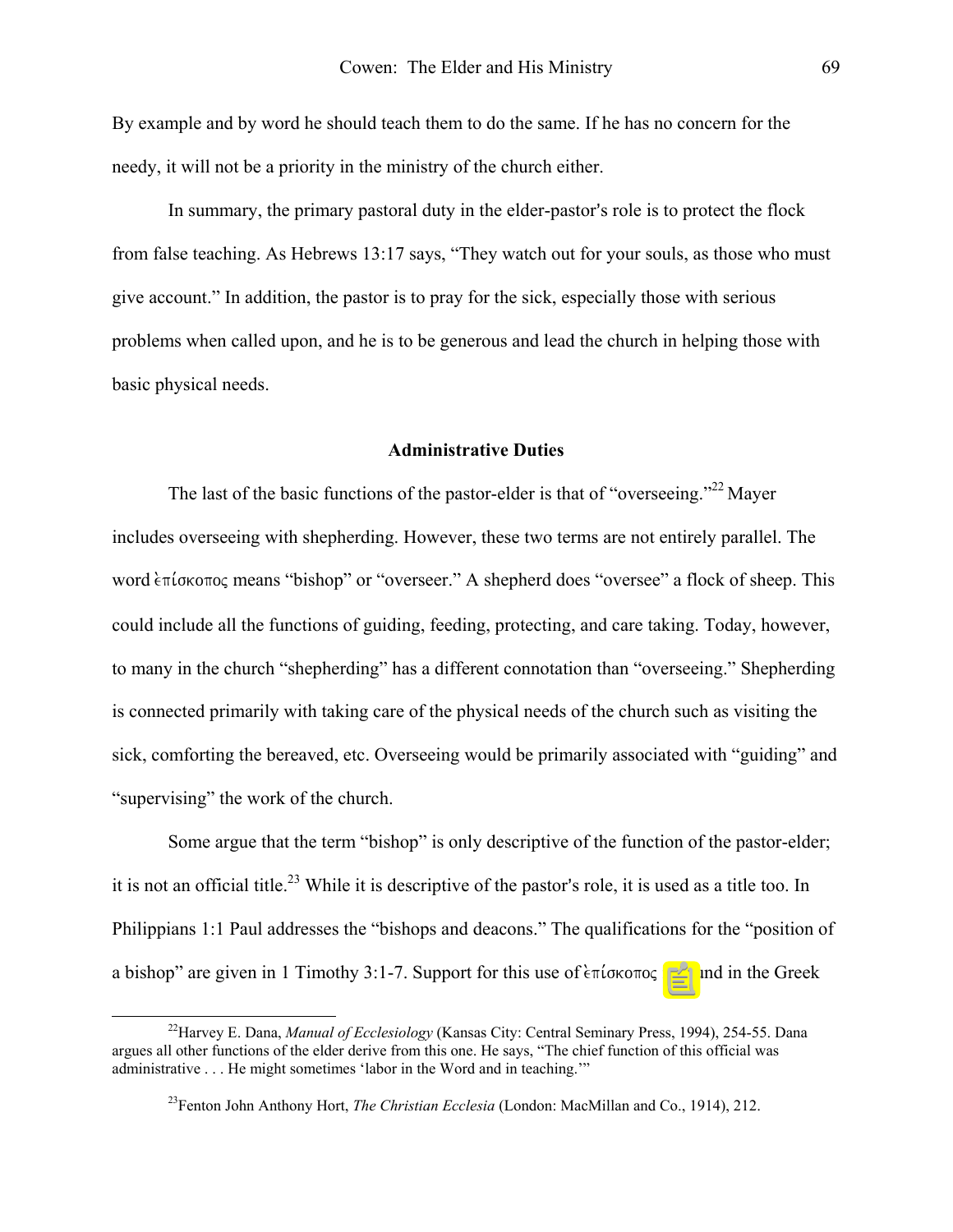By example and by word he should teach them to do the same. If he has no concern for the needy, it will not be a priority in the ministry of the church either.

In summary, the primary pastoral duty in the elder-pastor's role is to protect the flock from false teaching. As Hebrews 13:17 says, "They watch out for your souls, as those who must give account." In addition, the pastor is to pray for the sick, especially those with serious problems when called upon, and he is to be generous and lead the church in helping those with basic physical needs.

### Administrative Duties

The last of the basic functions of the pastor-elder is that of "overseeing."[22] Mayer includes overseeing with shepherding. However, these two terms are not entirely parallel. The word ἐπίσκοπος means "bishop" or "overseer." A shepherd does "oversee" a flock of sheep. This could include all the functions of guiding, feeding, protecting, and care taking. Today, however, to many in the church "shepherding" has a different connotation than "overseeing." Shepherding is connected primarily with taking care of the physical needs of the church such as visiting the sick, comforting the bereaved, etc. Overseeing would be primarily associated with "guiding" and "supervising" the work of the church.

Some argue that the term "bishop" is only descriptive of the function of the pastor-elder; it is not an official title.[23] While it is descriptive of the pastor's role, it is used as a title too. In Philippians 1:1 Paul addresses the "bishops and deacons." The qualifications for the "position of a bishop" are given in 1 Timothy 3:1-7. Support for this use of ἐπίσκοπος ...nd in the Greek

---

[22] Harvey E. Dana, *Manual of Ecclesiology* (Kansas City: Central Seminary Press, 1994), 254-55. Dana argues all other functions of the elder derive from this one. He says, "The chief function of this official was administrative . . . He might sometimes 'labor in the Word and in teaching.'"

[23] Fenton John Anthony Hort, *The Christian Ecclesia* (London: MacMillan and Co., 1914), 212.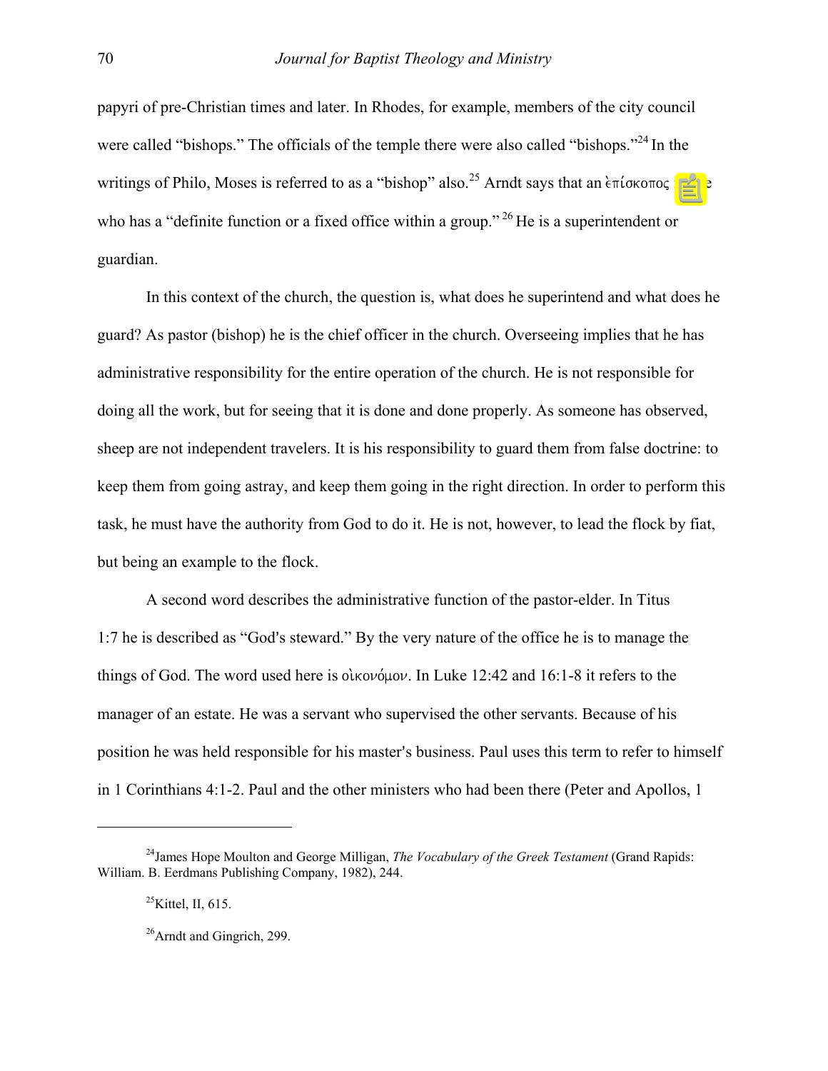papyri of pre-Christian times and later. In Rhodes, for example, members of the city council were called "bishops." The officials of the temple there were also called "bishops."[24] In the writings of Philo, Moses is referred to as a "bishop" also.[25] Arndt says that an ἐπίσκοπος is one who has a "definite function or a fixed office within a group."[26] He is a superintendent or guardian.

In this context of the church, the question is, what does he superintend and what does he guard? As pastor (bishop) he is the chief officer in the church. Overseeing implies that he has administrative responsibility for the entire operation of the church. He is not responsible for doing all the work, but for seeing that it is done and done properly. As someone has observed, sheep are not independent travelers. It is his responsibility to guard them from false doctrine: to keep them from going astray, and keep them going in the right direction. In order to perform this task, he must have the authority from God to do it. He is not, however, to lead the flock by fiat, but being an example to the flock.

A second word describes the administrative function of the pastor-elder. In Titus 1:7 he is described as "God's steward." By the very nature of the office he is to manage the things of God. The word used here is οἰκονόμον. In Luke 12:42 and 16:1-8 it refers to the manager of an estate. He was a servant who supervised the other servants. Because of his position he was held responsible for his master's business. Paul uses this term to refer to himself in 1 Corinthians 4:1-2. Paul and the other ministers who had been there (Peter and Apollos, 1

---

[24]James Hope Moulton and George Milligan, *The Vocabulary of the Greek Testament* (Grand Rapids: William. B. Eerdmans Publishing Company, 1982), 244.

[25]Kittel, II, 615.

[26]Arndt and Gingrich, 299.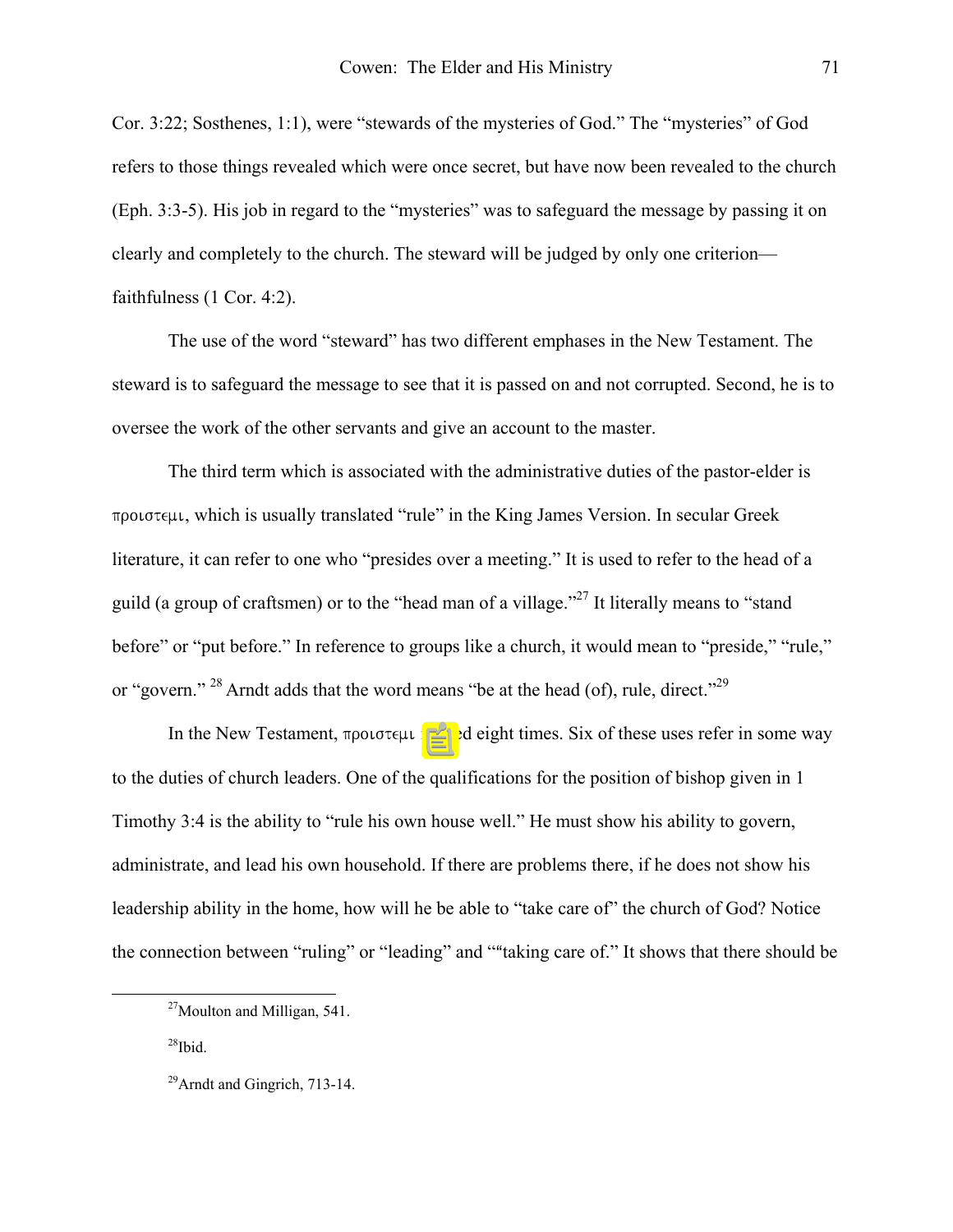Cor. 3:22; Sosthenes, 1:1), were "stewards of the mysteries of God." The "mysteries" of God refers to those things revealed which were once secret, but have now been revealed to the church (Eph. 3:3-5). His job in regard to the "mysteries" was to safeguard the message by passing it on clearly and completely to the church. The steward will be judged by only one criterion—faithfulness (1 Cor. 4:2).

The use of the word "steward" has two different emphases in the New Testament. The steward is to safeguard the message to see that it is passed on and not corrupted. Second, he is to oversee the work of the other servants and give an account to the master.

The third term which is associated with the administrative duties of the pastor-elder is προιστεμι, which is usually translated "rule" in the King James Version. In secular Greek literature, it can refer to one who "presides over a meeting." It is used to refer to the head of a guild (a group of craftsmen) or to the "head man of a village."[27] It literally means to "stand before" or "put before." In reference to groups like a church, it would mean to "preside," "rule," or "govern." [28] Arndt adds that the word means "be at the head (of), rule, direct."[29]

In the New Testament, προιστεμι is used eight times. Six of these uses refer in some way to the duties of church leaders. One of the qualifications for the position of bishop given in 1 Timothy 3:4 is the ability to "rule his own house well." He must show his ability to govern, administrate, and lead his own household. If there are problems there, if he does not show his leadership ability in the home, how will he be able to "take care of" the church of God? Notice the connection between "ruling" or "leading" and ""taking care of." It shows that there should be

---

[27]Moulton and Milligan, 541.

[28]Ibid.

[29]Arndt and Gingrich, 713-14.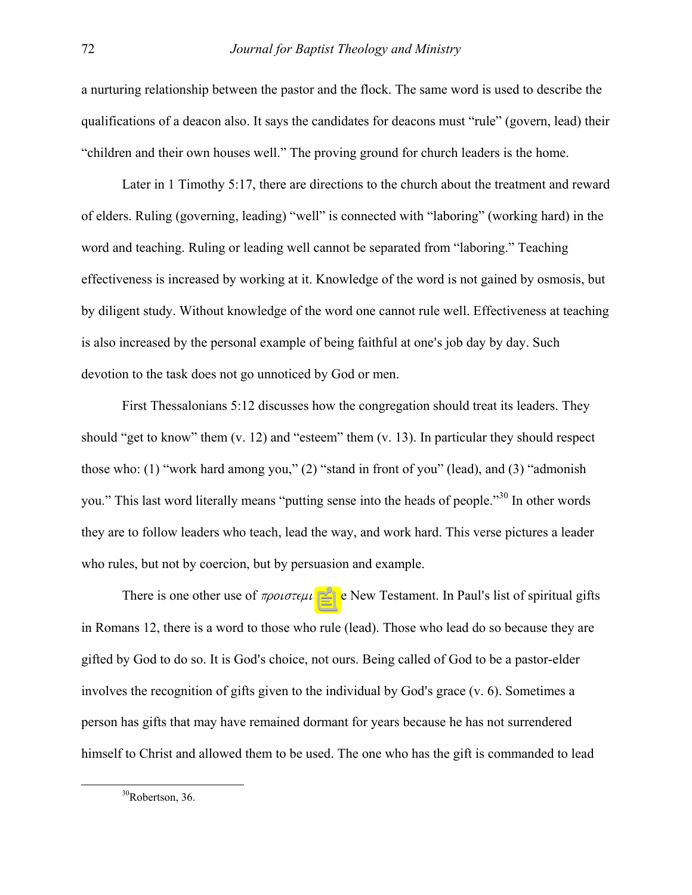a nurturing relationship between the pastor and the flock. The same word is used to describe the qualifications of a deacon also. It says the candidates for deacons must "rule" (govern, lead) their "children and their own houses well." The proving ground for church leaders is the home.

Later in 1 Timothy 5:17, there are directions to the church about the treatment and reward of elders. Ruling (governing, leading) "well" is connected with "laboring" (working hard) in the word and teaching. Ruling or leading well cannot be separated from "laboring." Teaching effectiveness is increased by working at it. Knowledge of the word is not gained by osmosis, but by diligent study. Without knowledge of the word one cannot rule well. Effectiveness at teaching is also increased by the personal example of being faithful at one's job day by day. Such devotion to the task does not go unnoticed by God or men.

First Thessalonians 5:12 discusses how the congregation should treat its leaders. They should "get to know" them (v. 12) and "esteem" them (v. 13). In particular they should respect those who: (1) "work hard among you," (2) "stand in front of you" (lead), and (3) "admonish you." This last word literally means "putting sense into the heads of people."[30] In other words they are to follow leaders who teach, lead the way, and work hard. This verse pictures a leader who rules, but not by coercion, but by persuasion and example.

There is one other use of *προιστεμι* [in th]e New Testament. In Paul's list of spiritual gifts in Romans 12, there is a word to those who rule (lead). Those who lead do so because they are gifted by God to do so. It is God's choice, not ours. Being called of God to be a pastor-elder involves the recognition of gifts given to the individual by God's grace (v. 6). Sometimes a person has gifts that may have remained dormant for years because he has not surrendered himself to Christ and allowed them to be used. The one who has the gift is commanded to lead

---

[30]Robertson, 36.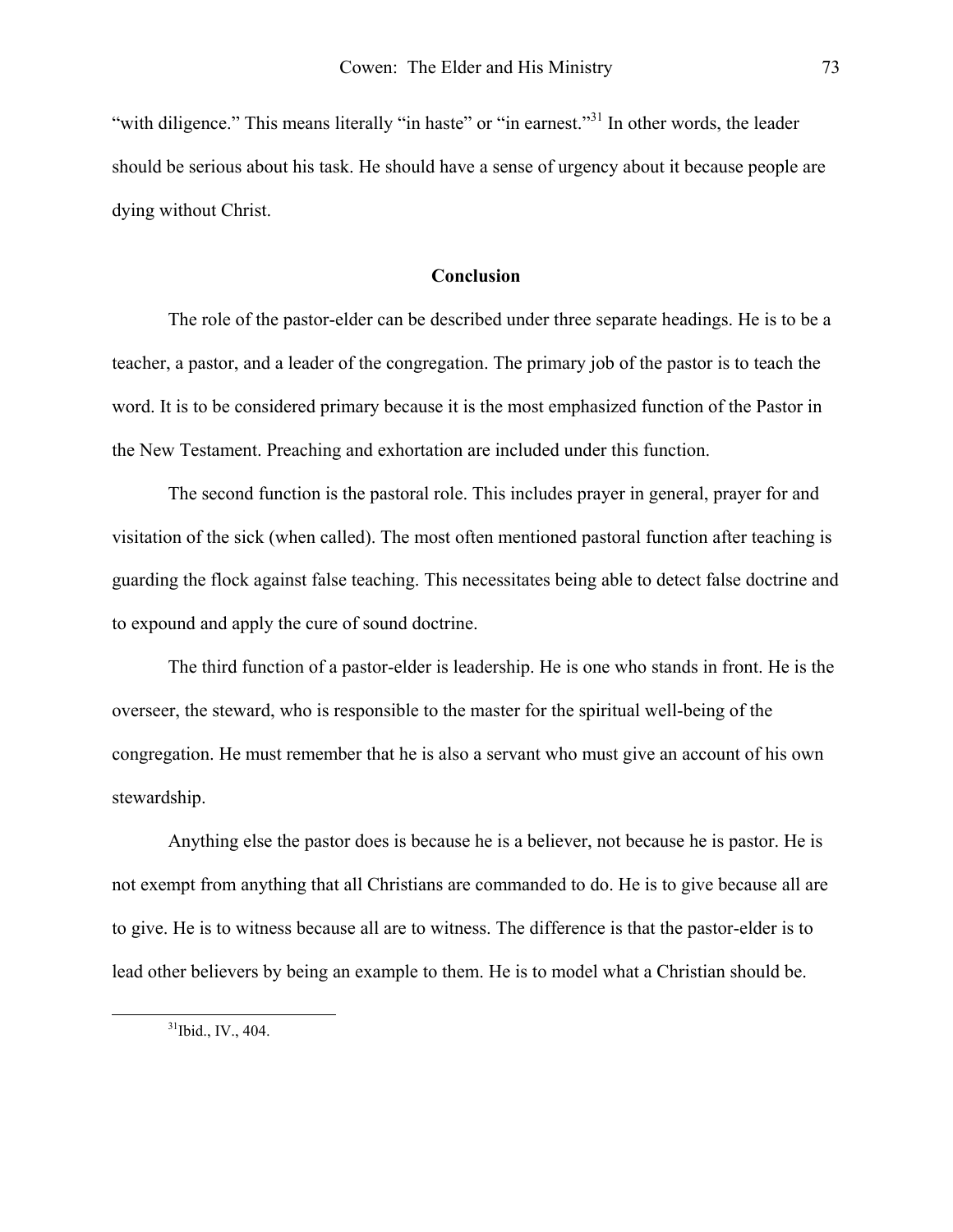"with diligence." This means literally "in haste" or "in earnest."[31] In other words, the leader should be serious about his task. He should have a sense of urgency about it because people are dying without Christ.

## Conclusion

The role of the pastor-elder can be described under three separate headings. He is to be a teacher, a pastor, and a leader of the congregation. The primary job of the pastor is to teach the word. It is to be considered primary because it is the most emphasized function of the Pastor in the New Testament. Preaching and exhortation are included under this function.

The second function is the pastoral role. This includes prayer in general, prayer for and visitation of the sick (when called). The most often mentioned pastoral function after teaching is guarding the flock against false teaching. This necessitates being able to detect false doctrine and to expound and apply the cure of sound doctrine.

The third function of a pastor-elder is leadership. He is one who stands in front. He is the overseer, the steward, who is responsible to the master for the spiritual well-being of the congregation. He must remember that he is also a servant who must give an account of his own stewardship.

Anything else the pastor does is because he is a believer, not because he is pastor. He is not exempt from anything that all Christians are commanded to do. He is to give because all are to give. He is to witness because all are to witness. The difference is that the pastor-elder is to lead other believers by being an example to them. He is to model what a Christian should be.

---

[31] Ibid., IV., 404.